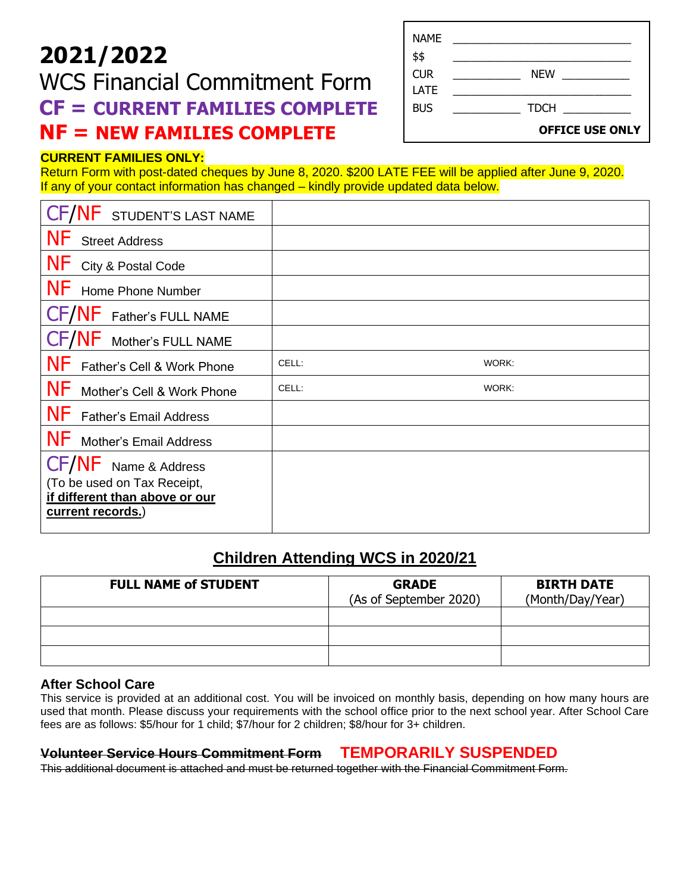# 2021/2022

## WCS Financial Commitment Form

**CF = CURRENT FAMILIES COMPLETE**

**NF = NEW FAMILIES COMPLETE**

| NAME | ___________________ | | |
|---|---|---|---|
| $$ | ___________________ | | |
| CUR | __________ | NEW | __________ |
| LATE | ___________________ | | |
| BUS | __________ | TDCH | __________ |
| | | | **OFFICE USE ONLY** |

**CURRENT FAMILIES ONLY:**
Return Form with post-dated cheques by June 8, 2020. $200 LATE FEE will be applied after June 9, 2020. If any of your contact information has changed – kindly provide updated data below.

| | | |
|---|---|---|
| CF/NF STUDENT'S LAST NAME | | |
| NF Street Address | | |
| NF City & Postal Code | | |
| NF Home Phone Number | | |
| CF/NF Father's FULL NAME | | |
| CF/NF Mother's FULL NAME | | |
| NF Father's Cell & Work Phone | CELL: | WORK: |
| NF Mother's Cell & Work Phone | CELL: | WORK: |
| NF Father's Email Address | | |
| NF Mother's Email Address | | |
| CF/NF Name & Address (To be used on Tax Receipt, **<u>if different than above or our current records.</u>**) | | |

## Children Attending WCS in 2020/21

| FULL NAME of STUDENT | GRADE (As of September 2020) | BIRTH DATE (Month/Day/Year) |
|---|---|---|
| | | |
| | | |
| | | |

### After School Care

This service is provided at an additional cost. You will be invoiced on monthly basis, depending on how many hours are used that month. Please discuss your requirements with the school office prior to the next school year. After School Care fees are as follows: $5/hour for 1 child; $7/hour for 2 children; $8/hour for 3+ children.

### ~~Volunteer Service Hours Commitment Form~~ TEMPORARILY SUSPENDED

~~This additional document is attached and must be returned together with the Financial Commitment Form.~~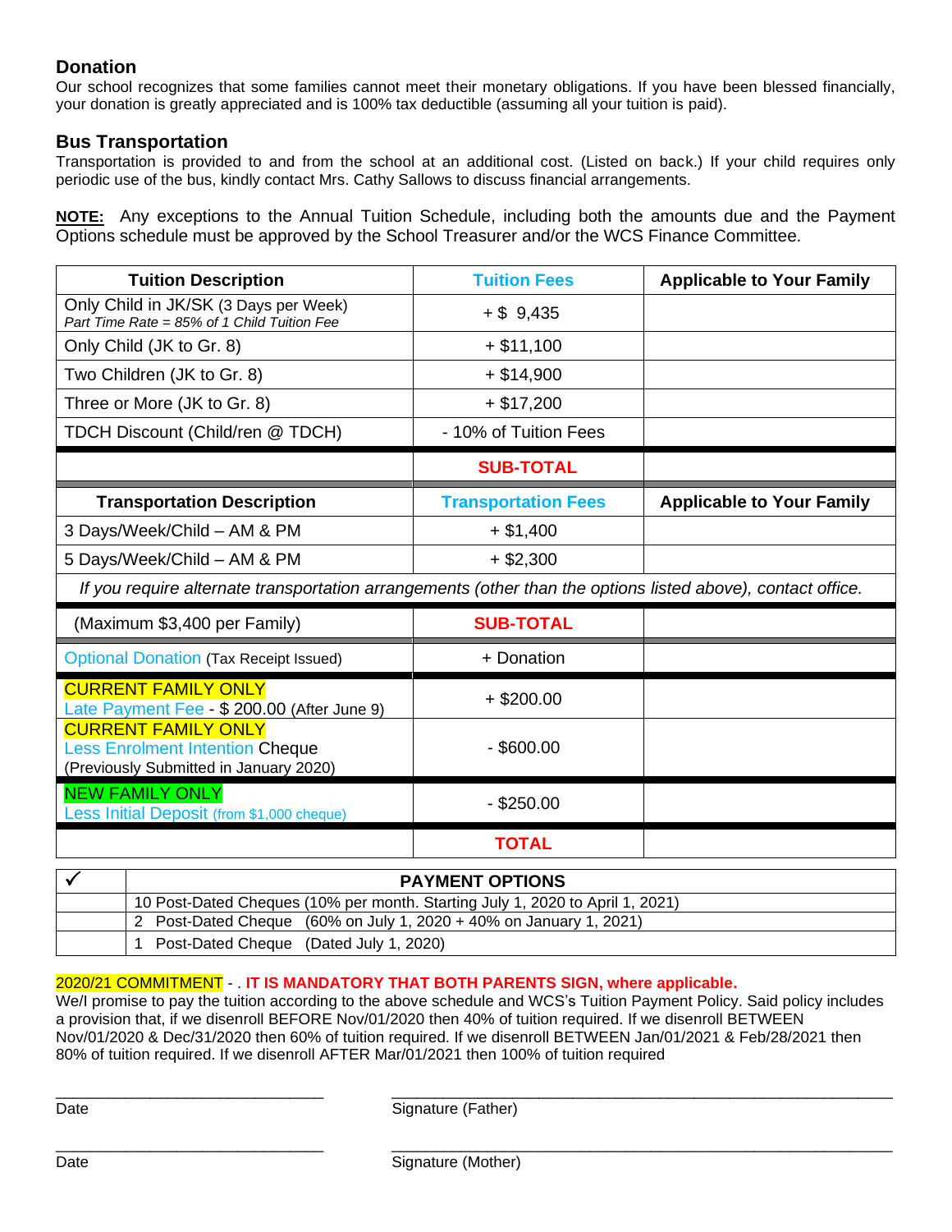## Donation

Our school recognizes that some families cannot meet their monetary obligations. If you have been blessed financially, your donation is greatly appreciated and is 100% tax deductible (assuming all your tuition is paid).

## Bus Transportation

Transportation is provided to and from the school at an additional cost. (Listed on back.) If your child requires only periodic use of the bus, kindly contact Mrs. Cathy Sallows to discuss financial arrangements.

**NOTE:** Any exceptions to the Annual Tuition Schedule, including both the amounts due and the Payment Options schedule must be approved by the School Treasurer and/or the WCS Finance Committee.

| Tuition Description | Tuition Fees | Applicable to Your Family |
|---|---|---|
| Only Child in JK/SK (3 Days per Week) *Part Time Rate = 85% of 1 Child Tuition Fee* | + $ 9,435 | |
| Only Child (JK to Gr. 8) | + $11,100 | |
| Two Children (JK to Gr. 8) | + $14,900 | |
| Three or More (JK to Gr. 8) | + $17,200 | |
| TDCH Discount (Child/ren @ TDCH) | - 10% of Tuition Fees | |
| | **SUB-TOTAL** | |
| **Transportation Description** | **Transportation Fees** | **Applicable to Your Family** |
| 3 Days/Week/Child – AM & PM | + $1,400 | |
| 5 Days/Week/Child – AM & PM | + $2,300 | |
| *If you require alternate transportation arrangements (other than the options listed above), contact office.* | | |
| (Maximum $3,400 per Family) | **SUB-TOTAL** | |
| Optional Donation (Tax Receipt Issued) | + Donation | |
| CURRENT FAMILY ONLY Late Payment Fee - $ 200.00 (After June 9) | + $200.00 | |
| CURRENT FAMILY ONLY Less Enrolment Intention Cheque (Previously Submitted in January 2020) | - $600.00 | |
| NEW FAMILY ONLY Less Initial Deposit (from $1,000 cheque) | - $250.00 | |
| | **TOTAL** | |

| ✓ | PAYMENT OPTIONS |
|---|---|
| | 10 Post-Dated Cheques (10% per month. Starting July 1, 2020 to April 1, 2021) |
| | 2 Post-Dated Cheque (60% on July 1, 2020 + 40% on January 1, 2021) |
| | 1 Post-Dated Cheque (Dated July 1, 2020) |

2020/21 COMMITMENT - . **IT IS MANDATORY THAT BOTH PARENTS SIGN, where applicable.**

We/I promise to pay the tuition according to the above schedule and WCS's Tuition Payment Policy. Said policy includes a provision that, if we disenroll BEFORE Nov/01/2020 then 40% of tuition required. If we disenroll BETWEEN Nov/01/2020 & Dec/31/2020 then 60% of tuition required. If we disenroll BETWEEN Jan/01/2021 & Feb/28/2021 then 80% of tuition required. If we disenroll AFTER Mar/01/2021 then 100% of tuition required

\_\_\_\_\_\_\_\_\_\_\_\_\_\_\_\_\_\_\_\_\_\_\_\_\_\_\_\_ \_\_\_\_\_\_\_\_\_\_\_\_\_\_\_\_\_\_\_\_\_\_\_\_\_\_\_\_\_\_\_\_\_\_\_\_\_\_\_\_\_\_\_\_\_\_\_\_

Date Signature (Father)

\_\_\_\_\_\_\_\_\_\_\_\_\_\_\_\_\_\_\_\_\_\_\_\_\_\_\_\_ \_\_\_\_\_\_\_\_\_\_\_\_\_\_\_\_\_\_\_\_\_\_\_\_\_\_\_\_\_\_\_\_\_\_\_\_\_\_\_\_\_\_\_\_\_\_\_\_

Date Signature (Mother)